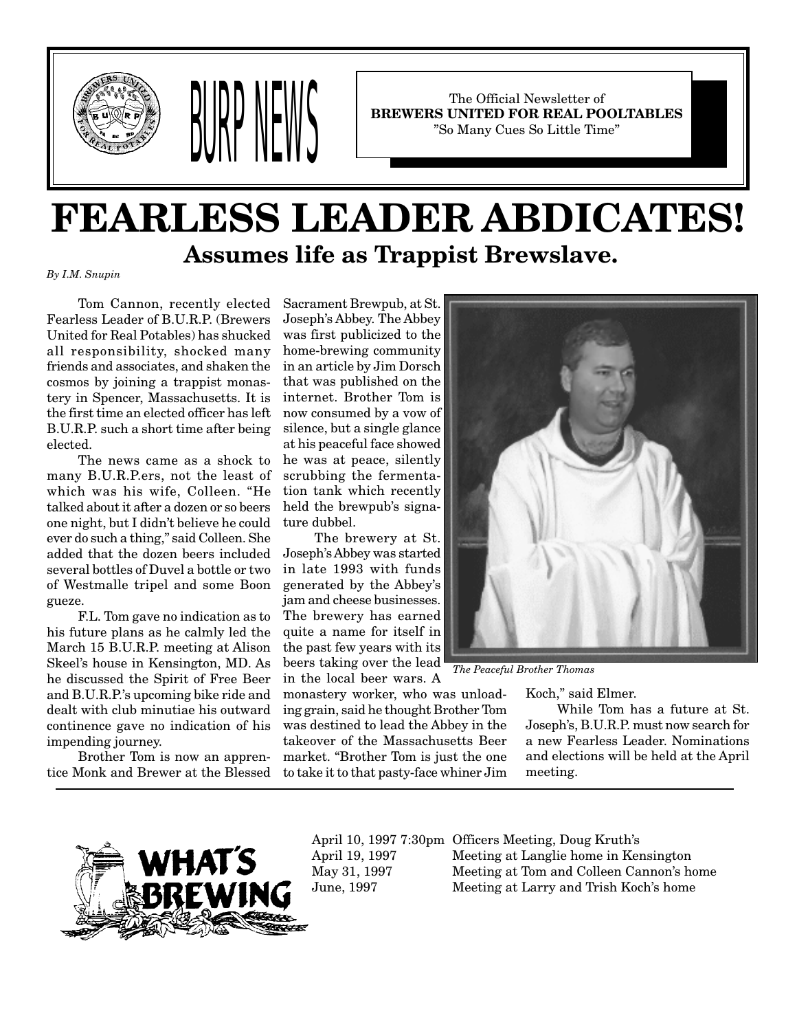# BURP NEWS

The Official Newsletter of
**BREWERS UNITED FOR REAL POOLTABLES**
"So Many Cues So Little Time"

# FEARLESS LEADER ABDICATES!

## Assumes life as Trappist Brewslave.

*By I.M. Snupin*

Tom Cannon, recently elected Fearless Leader of B.U.R.P. (Brewers United for Real Potables) has shucked all responsibility, shocked many friends and associates, and shaken the cosmos by joining a trappist monastery in Spencer, Massachusetts. It is the first time an elected officer has left B.U.R.P. such a short time after being elected.

The news came as a shock to many B.U.R.P.ers, not the least of which was his wife, Colleen. "He talked about it after a dozen or so beers one night, but I didn't believe he could ever do such a thing," said Colleen. She added that the dozen beers included several bottles of Duvel a bottle or two of Westmalle tripel and some Boon gueze.

F.L. Tom gave no indication as to his future plans as he calmly led the March 15 B.U.R.P. meeting at Alison Skeel's house in Kensington, MD. As he discussed the Spirit of Free Beer and B.U.R.P.'s upcoming bike ride and dealt with club minutiae his outward continence gave no indication of his impending journey.

Brother Tom is now an apprentice Monk and Brewer at the Blessed Sacrament Brewpub, at St. Joseph's Abbey. The Abbey was first publicized to the home-brewing community in an article by Jim Dorsch that was published on the internet. Brother Tom is now consumed by a vow of silence, but a single glance at his peaceful face showed he was at peace, silently scrubbing the fermentation tank which recently held the brewpub's signature dubbel.

The brewery at St. Joseph's Abbey was started in late 1993 with funds generated by the Abbey's jam and cheese businesses. The brewery has earned quite a name for itself in the past few years with its beers taking over the lead in the local beer wars. A monastery worker, who was unloading grain, said he thought Brother Tom was destined to lead the Abbey in the takeover of the Massachusetts Beer market. "Brother Tom is just the one to take it to that pasty-face whiner Jim Koch," said Elmer.

*The Peaceful Brother Thomas*

While Tom has a future at St. Joseph's, B.U.R.P. must now search for a new Fearless Leader. Nominations and elections will be held at the April meeting.

---

## WHAT'S BREWING

| | |
|---|---|
| April 10, 1997 7:30pm | Officers Meeting, Doug Kruth's |
| April 19, 1997 | Meeting at Langlie home in Kensington |
| May 31, 1997 | Meeting at Tom and Colleen Cannon's home |
| June, 1997 | Meeting at Larry and Trish Koch's home |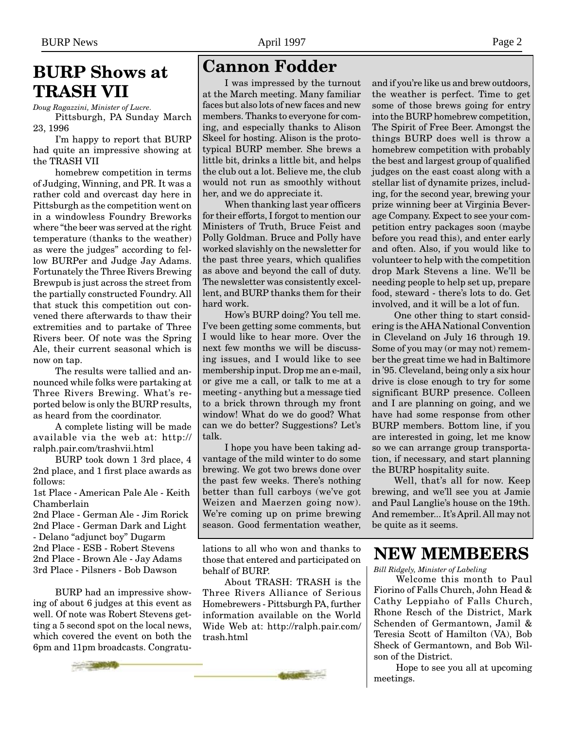# BURP Shows at TRASH VII

*Doug Ragazzini, Minister of Lucre.*

Pittsburgh, PA Sunday March 23, 1996

I'm happy to report that BURP had quite an impressive showing at the TRASH VII

homebrew competition in terms of Judging, Winning, and PR. It was a rather cold and overcast day here in Pittsburgh as the competition went on in a windowless Foundry Breworks where "the beer was served at the right temperature (thanks to the weather) as were the judges" according to fellow BURPer and Judge Jay Adams. Fortunately the Three Rivers Brewing Brewpub is just across the street from the partially constructed Foundry. All that stuck this competition out convened there afterwards to thaw their extremities and to partake of Three Rivers beer. Of note was the Spring Ale, their current seasonal which is now on tap.

The results were tallied and announced while folks were partaking at Three Rivers Brewing. What's reported below is only the BURP results, as heard from the coordinator.

A complete listing will be made available via the web at: http://ralph.pair.com/trashvii.html

BURP took down 1 3rd place, 4 2nd place, and 1 first place awards as follows:

1st Place - American Pale Ale - Keith Chamberlain
2nd Place - German Ale - Jim Rorick
2nd Place - German Dark and Light - Delano "adjunct boy" Dugarm
2nd Place - ESB - Robert Stevens
2nd Place - Brown Ale - Jay Adams
3rd Place - Pilsners - Bob Dawson

BURP had an impressive showing of about 6 judges at this event as well. Of note was Robert Stevens getting a 5 second spot on the local news, which covered the event on both the 6pm and 11pm broadcasts. Congratulations to all who won and thanks to those that entered and participated on behalf of BURP.

About TRASH: TRASH is the Three Rivers Alliance of Serious Homebrewers - Pittsburgh PA, further information available on the World Wide Web at: http://ralph.pair.com/trash.html

# Cannon Fodder

I was impressed by the turnout at the March meeting. Many familiar faces but also lots of new faces and new members. Thanks to everyone for coming, and especially thanks to Alison Skeel for hosting. Alison is the prototypical BURP member. She brews a little bit, drinks a little bit, and helps the club out a lot. Believe me, the club would not run as smoothly without her, and we do appreciate it.

When thanking last year officers for their efforts, I forgot to mention our Ministers of Truth, Bruce Feist and Polly Goldman. Bruce and Polly have worked slavishly on the newsletter for the past three years, which qualifies as above and beyond the call of duty. The newsletter was consistently excellent, and BURP thanks them for their hard work.

How's BURP doing? You tell me. I've been getting some comments, but I would like to hear more. Over the next few months we will be discussing issues, and I would like to see membership input. Drop me an e-mail, or give me a call, or talk to me at a meeting - anything but a message tied to a brick thrown through my front window! What do we do good? What can we do better? Suggestions? Let's talk.

I hope you have been taking advantage of the mild winter to do some brewing. We got two brews done over the past few weeks. There's nothing better than full carboys (we've got Weizen and Maerzen going now). We're coming up on prime brewing season. Good fermentation weather, and if you're like us and brew outdoors, the weather is perfect. Time to get some of those brews going for entry into the BURP homebrew competition, The Spirit of Free Beer. Amongst the things BURP does well is throw a homebrew competition with probably the best and largest group of qualified judges on the east coast along with a stellar list of dynamite prizes, including, for the second year, brewing your prize winning beer at Virginia Beverage Company. Expect to see your competition entry packages soon (maybe before you read this), and enter early and often. Also, if you would like to volunteer to help with the competition drop Mark Stevens a line. We'll be needing people to help set up, prepare food, steward - there's lots to do. Get involved, and it will be a lot of fun.

One other thing to start considering is the AHA National Convention in Cleveland on July 16 through 19. Some of you may (or may not) remember the great time we had in Baltimore in '95. Cleveland, being only a six hour drive is close enough to try for some significant BURP presence. Colleen and I are planning on going, and we have had some response from other BURP members. Bottom line, if you are interested in going, let me know so we can arrange group transportation, if necessary, and start planning the BURP hospitality suite.

Well, that's all for now. Keep brewing, and we'll see you at Jamie and Paul Langlie's house on the 19th. And remember... It's April. All may not be quite as it seems.

# NEW MEMBEERS

*Bill Ridgely, Minister of Labeling*

Welcome this month to Paul Fiorino of Falls Church, John Head & Cathy Leppiaho of Falls Church, Rhone Resch of the District, Mark Schenden of Germantown, Jamil & Teresia Scott of Hamilton (VA), Bob Sheck of Germantown, and Bob Wilson of the District.

Hope to see you all at upcoming meetings.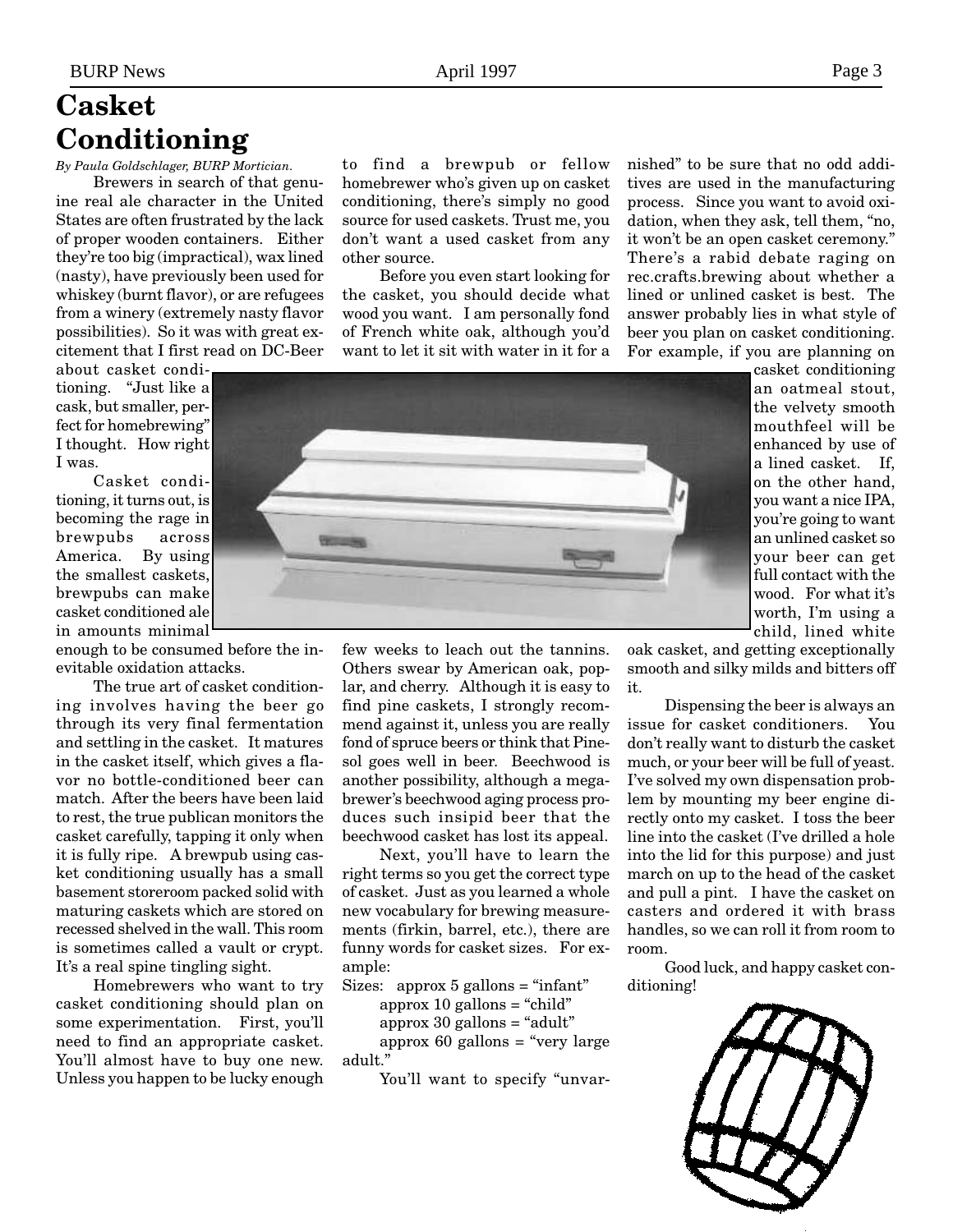# Casket Conditioning

*By Paula Goldschlager, BURP Mortician.*

Brewers in search of that genuine real ale character in the United States are often frustrated by the lack of proper wooden containers. Either they're too big (impractical), wax lined (nasty), have previously been used for whiskey (burnt flavor), or are refugees from a winery (extremely nasty flavor possibilities). So it was with great excitement that I first read on DC-Beer about casket conditioning. "Just like a cask, but smaller, perfect for homebrewing" I thought. How right I was.

Casket conditioning, it turns out, is becoming the rage in brewpubs across America. By using the smallest caskets, brewpubs can make casket conditioned ale in amounts minimal enough to be consumed before the inevitable oxidation attacks.

The true art of casket conditioning involves having the beer go through its very final fermentation and settling in the casket. It matures in the casket itself, which gives a flavor no bottle-conditioned beer can match. After the beers have been laid to rest, the true publican monitors the casket carefully, tapping it only when it is fully ripe. A brewpub using casket conditioning usually has a small basement storeroom packed solid with maturing caskets which are stored on recessed shelved in the wall. This room is sometimes called a vault or crypt. It's a real spine tingling sight.

Homebrewers who want to try casket conditioning should plan on some experimentation. First, you'll need to find an appropriate casket. You'll almost have to buy one new. Unless you happen to be lucky enough to find a brewpub or fellow homebrewer who's given up on casket conditioning, there's simply no good source for used caskets. Trust me, you don't want a used casket from any other source.

Before you even start looking for the casket, you should decide what wood you want. I am personally fond of French white oak, although you'd want to let it sit with water in it for a few weeks to leach out the tannins. Others swear by American oak, poplar, and cherry. Although it is easy to find pine caskets, I strongly recommend against it, unless you are really fond of spruce beers or think that Pinesol goes well in beer. Beechwood is another possibility, although a megabrewer's beechwood aging process produces such insipid beer that the beechwood casket has lost its appeal.

Next, you'll have to learn the right terms so you get the correct type of casket. Just as you learned a whole new vocabulary for brewing measurements (firkin, barrel, etc.), there are funny words for casket sizes. For example:

Sizes: approx 5 gallons = "infant"
approx 10 gallons = "child"
approx 30 gallons = "adult"
approx 60 gallons = "very large adult."

You'll want to specify "unvarnished" to be sure that no odd additives are used in the manufacturing process. Since you want to avoid oxidation, when they ask, tell them, "no, it won't be an open casket ceremony." There's a rabid debate raging on rec.crafts.brewing about whether a lined or unlined casket is best. The answer probably lies in what style of beer you plan on casket conditioning. For example, if you are planning on casket conditioning an oatmeal stout, the velvety smooth mouthfeel will be enhanced by use of a lined casket. If, on the other hand, you want a nice IPA, you're going to want an unlined casket so your beer can get full contact with the wood. For what it's worth, I'm using a child, lined white oak casket, and getting exceptionally smooth and silky milds and bitters off it.

Dispensing the beer is always an issue for casket conditioners. You don't really want to disturb the casket much, or your beer will be full of yeast. I've solved my own dispensation problem by mounting my beer engine directly onto my casket. I toss the beer line into the casket (I've drilled a hole into the lid for this purpose) and just march on up to the head of the casket and pull a pint. I have the casket on casters and ordered it with brass handles, so we can roll it from room to room.

Good luck, and happy casket conditioning!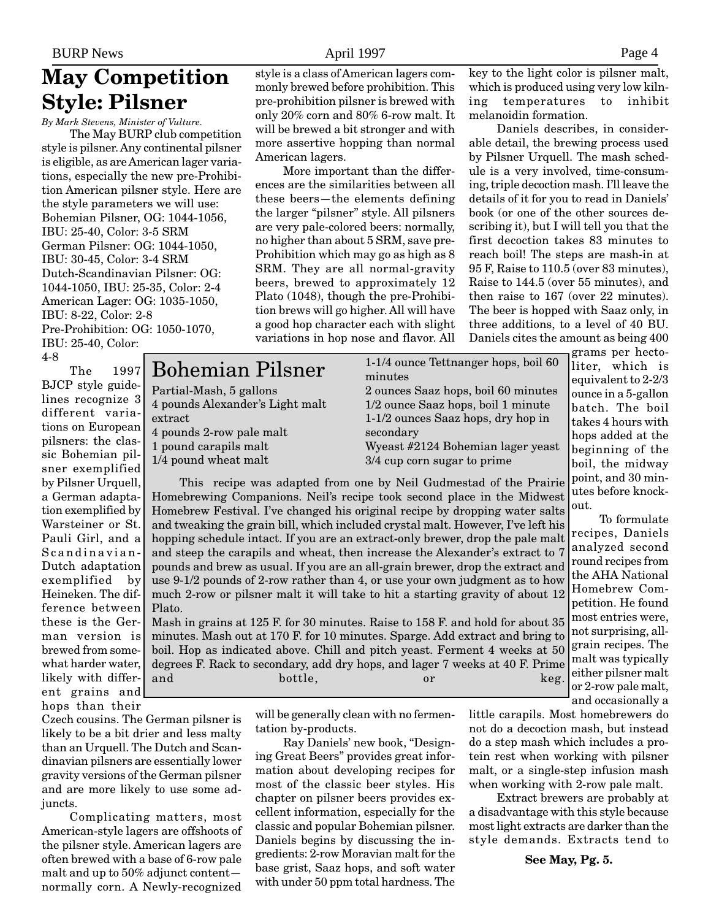## May Competition Style: Pilsner

*By Mark Stevens, Minister of Vulture.*

The May BURP club competition style is pilsner. Any continental pilsner is eligible, as are American lager variations, especially the new pre-Prohibition American pilsner style. Here are the style parameters we will use:

Bohemian Pilsner, OG: 1044-1056, IBU: 25-40, Color: 3-5 SRM
German Pilsner: OG: 1044-1050, IBU: 30-45, Color: 3-4 SRM
Dutch-Scandinavian Pilsner: OG: 1044-1050, IBU: 25-35, Color: 2-4
American Lager: OG: 1035-1050, IBU: 8-22, Color: 2-8
Pre-Prohibition: OG: 1050-1070, IBU: 25-40, Color: 4-8

The 1997 BJCP style guidelines recognize 3 different variations on European pilsners: the classic Bohemian pilsner exemplified by Pilsner Urquell, a German adaptation exemplified by Warsteiner or St. Pauli Girl, and a Scandinavian-Dutch adaptation exemplified by Heineken. The difference between these is the German version is brewed from somewhat harder water, likely with different grains and hops than their Czech cousins. The German pilsner is likely to be a bit drier and less malty than an Urquell. The Dutch and Scandinavian pilsners are essentially lower gravity versions of the German pilsner and are more likely to use some adjuncts.

Complicating matters, most American-style lagers are offshoots of the pilsner style. American lagers are often brewed with a base of 6-row pale malt and up to 50% adjunct content—normally corn. A Newly-recognized style is a class of American lagers commonly brewed before prohibition. This pre-prohibition pilsner is brewed with only 20% corn and 80% 6-row malt. It will be brewed a bit stronger and with more assertive hopping than normal American lagers.

More important than the differences are the similarities between all these beers—the elements defining the larger "pilsner" style. All pilsners are very pale-colored beers: normally, no higher than about 5 SRM, save pre-Prohibition which may go as high as 8 SRM. They are all normal-gravity beers, brewed to approximately 12 Plato (1048), though the pre-Prohibition brews will go higher. All will have a good hop character each with slight variations in hop nose and flavor. All will be generally clean with no fermentation by-products.

Ray Daniels' new book, "Designing Great Beers" provides great information about developing recipes for most of the classic beer styles. His chapter on pilsner beers provides excellent information, especially for the classic and popular Bohemian pilsner. Daniels begins by discussing the ingredients: 2-row Moravian malt for the base grist, Saaz hops, and soft water with under 50 ppm total hardness. The key to the light color is pilsner malt, which is produced using very low kilning temperatures to inhibit melanoidin formation.

Daniels describes, in considerable detail, the brewing process used by Pilsner Urquell. The mash schedule is a very involved, time-consuming, triple decoction mash. I'll leave the details of it for you to read in Daniels' book (or one of the other sources describing it), but I will tell you that the first decoction takes 83 minutes to reach boil! The steps are mash-in at 95 F, Raise to 110.5 (over 83 minutes), Raise to 144.5 (over 55 minutes), and then raise to 167 (over 22 minutes). The beer is hopped with Saaz only, in three additions, to a level of 40 BU. Daniels cites the amount as being 400 grams per hectoliter, which is equivalent to 2-2/3 ounce in a 5-gallon batch. The boil takes 4 hours with hops added at the beginning of the boil, the midway point, and 30 minutes before knockout.

To formulate recipes, Daniels analyzed second round recipes from the AHA National Homebrew Competition. He found most entries were, not surprisingly, all-grain recipes. The malt was typically either pilsner malt or 2-row pale malt, and occasionally a little carapils. Most homebrewers do not do a decoction mash, but instead do a step mash which includes a protein rest when working with pilsner malt, or a single-step infusion mash when working with 2-row pale malt.

Extract brewers are probably at a disadvantage with this style because most light extracts are darker than the style demands. Extracts tend to

**See May, Pg. 5.**

### Bohemian Pilsner

Partial-Mash, 5 gallons
4 pounds Alexander's Light malt extract
4 pounds 2-row pale malt
1 pound carapils malt
1/4 pound wheat malt
1-1/4 ounce Tettnanger hops, boil 60 minutes
2 ounces Saaz hops, boil 60 minutes
1/2 ounce Saaz hops, boil 1 minute
1-1/2 ounces Saaz hops, dry hop in secondary
Wyeast #2124 Bohemian lager yeast
3/4 cup corn sugar to prime

This recipe was adapted from one by Neil Gudmestad of the Prairie Homebrewing Companions. Neil's recipe took second place in the Midwest Homebrew Festival. I've changed his original recipe by dropping water salts and tweaking the grain bill, which included crystal malt. However, I've left his hopping schedule intact. If you are an extract-only brewer, drop the pale malt and steep the carapils and wheat, then increase the Alexander's extract to 7 pounds and brew as usual. If you are an all-grain brewer, drop the extract and use 9-1/2 pounds of 2-row rather than 4, or use your own judgment as to how much 2-row or pilsner malt it will take to hit a starting gravity of about 12 Plato.

Mash in grains at 125 F. for 30 minutes. Raise to 158 F. and hold for about 35 minutes. Mash out at 170 F. for 10 minutes. Sparge. Add extract and bring to boil. Hop as indicated above. Chill and pitch yeast. Ferment 4 weeks at 50 degrees F. Rack to secondary, add dry hops, and lager 7 weeks at 40 F. Prime and bottle, or keg.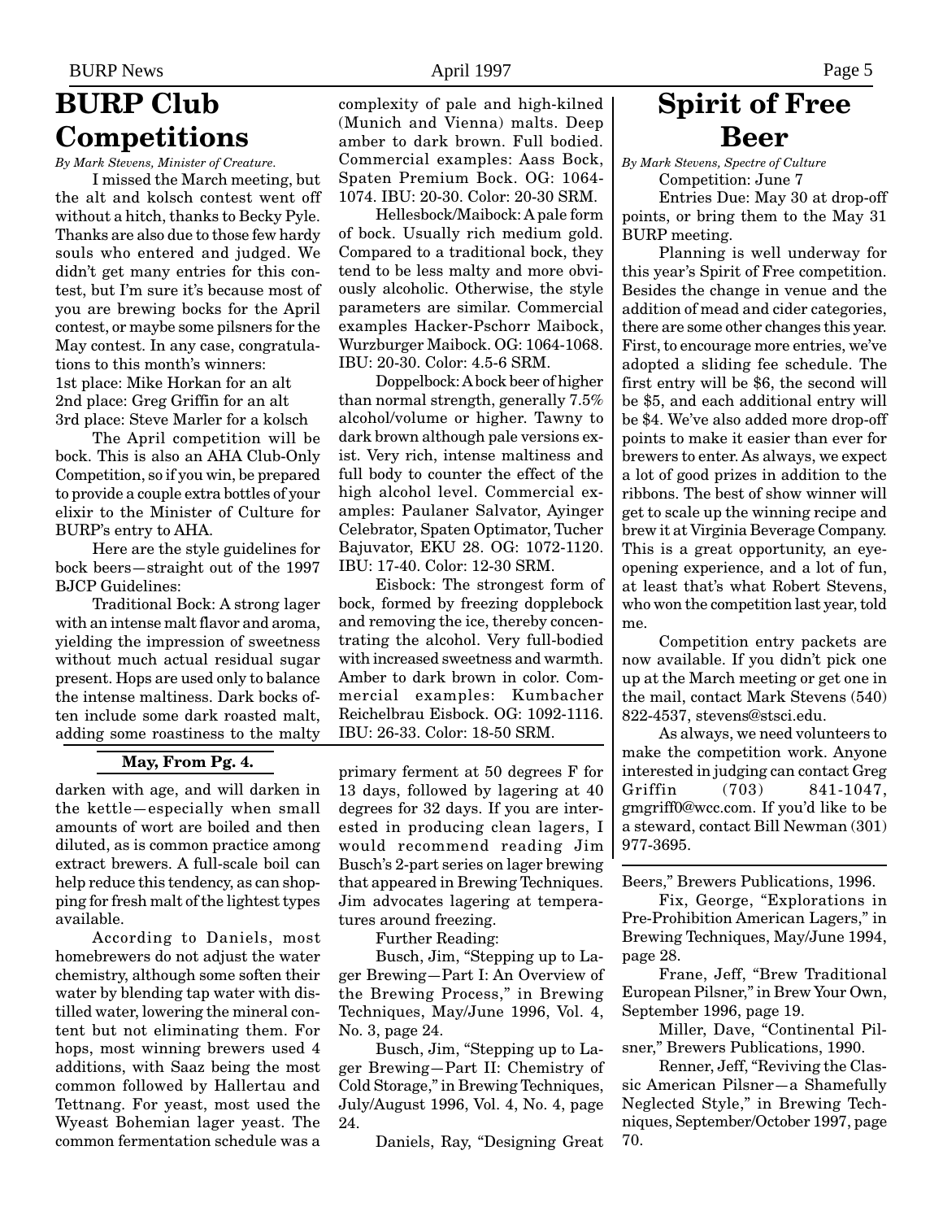# BURP Club Competitions

*By Mark Stevens, Minister of Creature.*

I missed the March meeting, but the alt and kolsch contest went off without a hitch, thanks to Becky Pyle. Thanks are also due to those few hardy souls who entered and judged. We didn't get many entries for this contest, but I'm sure it's because most of you are brewing bocks for the April contest, or maybe some pilsners for the May contest. In any case, congratulations to this month's winners:

1st place: Mike Horkan for an alt
2nd place: Greg Griffin for an alt
3rd place: Steve Marler for a kolsch

The April competition will be bock. This is also an AHA Club-Only Competition, so if you win, be prepared to provide a couple extra bottles of your elixir to the Minister of Culture for BURP's entry to AHA.

Here are the style guidelines for bock beers—straight out of the 1997 BJCP Guidelines:

Traditional Bock: A strong lager with an intense malt flavor and aroma, yielding the impression of sweetness without much actual residual sugar present. Hops are used only to balance the intense maltiness. Dark bocks often include some dark roasted malt, adding some roastiness to the malty complexity of pale and high-kilned (Munich and Vienna) malts. Deep amber to dark brown. Full bodied. Commercial examples: Aass Bock, Spaten Premium Bock. OG: 1064-1074. IBU: 20-30. Color: 20-30 SRM.

Hellesbock/Maibock: A pale form of bock. Usually rich medium gold. Compared to a traditional bock, they tend to be less malty and more obviously alcoholic. Otherwise, the style parameters are similar. Commercial examples Hacker-Pschorr Maibock, Wurzburger Maibock. OG: 1064-1068. IBU: 20-30. Color: 4.5-6 SRM.

Doppelbock: A bock beer of higher than normal strength, generally 7.5% alcohol/volume or higher. Tawny to dark brown although pale versions exist. Very rich, intense maltiness and full body to counter the effect of the high alcohol level. Commercial examples: Paulaner Salvator, Ayinger Celebrator, Spaten Optimator, Tucher Bajuvator, EKU 28. OG: 1072-1120. IBU: 17-40. Color: 12-30 SRM.

Eisbock: The strongest form of bock, formed by freezing dopplebock and removing the ice, thereby concentrating the alcohol. Very full-bodied with increased sweetness and warmth. Amber to dark brown in color. Commercial examples: Kumbacher Reichelbrau Eisbock. OG: 1092-1116. IBU: 26-33. Color: 18-50 SRM.

**May, From Pg. 4.**

darken with age, and will darken in the kettle—especially when small amounts of wort are boiled and then diluted, as is common practice among extract brewers. A full-scale boil can help reduce this tendency, as can shopping for fresh malt of the lightest types available.

According to Daniels, most homebrewers do not adjust the water chemistry, although some soften their water by blending tap water with distilled water, lowering the mineral content but not eliminating them. For hops, most winning brewers used 4 additions, with Saaz being the most common followed by Hallertau and Tettnang. For yeast, most used the Wyeast Bohemian lager yeast. The common fermentation schedule was a primary ferment at 50 degrees F for 13 days, followed by lagering at 40 degrees for 32 days. If you are interested in producing clean lagers, I would recommend reading Jim Busch's 2-part series on lager brewing that appeared in Brewing Techniques. Jim advocates lagering at temperatures around freezing.

Further Reading:

Busch, Jim, "Stepping up to Lager Brewing—Part I: An Overview of the Brewing Process," in Brewing Techniques, May/June 1996, Vol. 4, No. 3, page 24.

Busch, Jim, "Stepping up to Lager Brewing—Part II: Chemistry of Cold Storage," in Brewing Techniques, July/August 1996, Vol. 4, No. 4, page 24.

Daniels, Ray, "Designing Great Beers," Brewers Publications, 1996.

Fix, George, "Explorations in Pre-Prohibition American Lagers," in Brewing Techniques, May/June 1994, page 28.

Frane, Jeff, "Brew Traditional European Pilsner," in Brew Your Own, September 1996, page 19.

Miller, Dave, "Continental Pilsner," Brewers Publications, 1990.

Renner, Jeff, "Reviving the Classic American Pilsner—a Shamefully Neglected Style," in Brewing Techniques, September/October 1997, page 70.

# Spirit of Free Beer

*By Mark Stevens, Spectre of Culture*

Competition: June 7

Entries Due: May 30 at drop-off points, or bring them to the May 31 BURP meeting.

Planning is well underway for this year's Spirit of Free competition. Besides the change in venue and the addition of mead and cider categories, there are some other changes this year. First, to encourage more entries, we've adopted a sliding fee schedule. The first entry will be $6, the second will be $5, and each additional entry will be $4. We've also added more drop-off points to make it easier than ever for brewers to enter. As always, we expect a lot of good prizes in addition to the ribbons. The best of show winner will get to scale up the winning recipe and brew it at Virginia Beverage Company. This is a great opportunity, an eye-opening experience, and a lot of fun, at least that's what Robert Stevens, who won the competition last year, told me.

Competition entry packets are now available. If you didn't pick one up at the March meeting or get one in the mail, contact Mark Stevens (540) 822-4537, stevens@stsci.edu.

As always, we need volunteers to make the competition work. Anyone interested in judging can contact Greg Griffin (703) 841-1047, gmgriff0@wcc.com. If you'd like to be a steward, contact Bill Newman (301) 977-3695.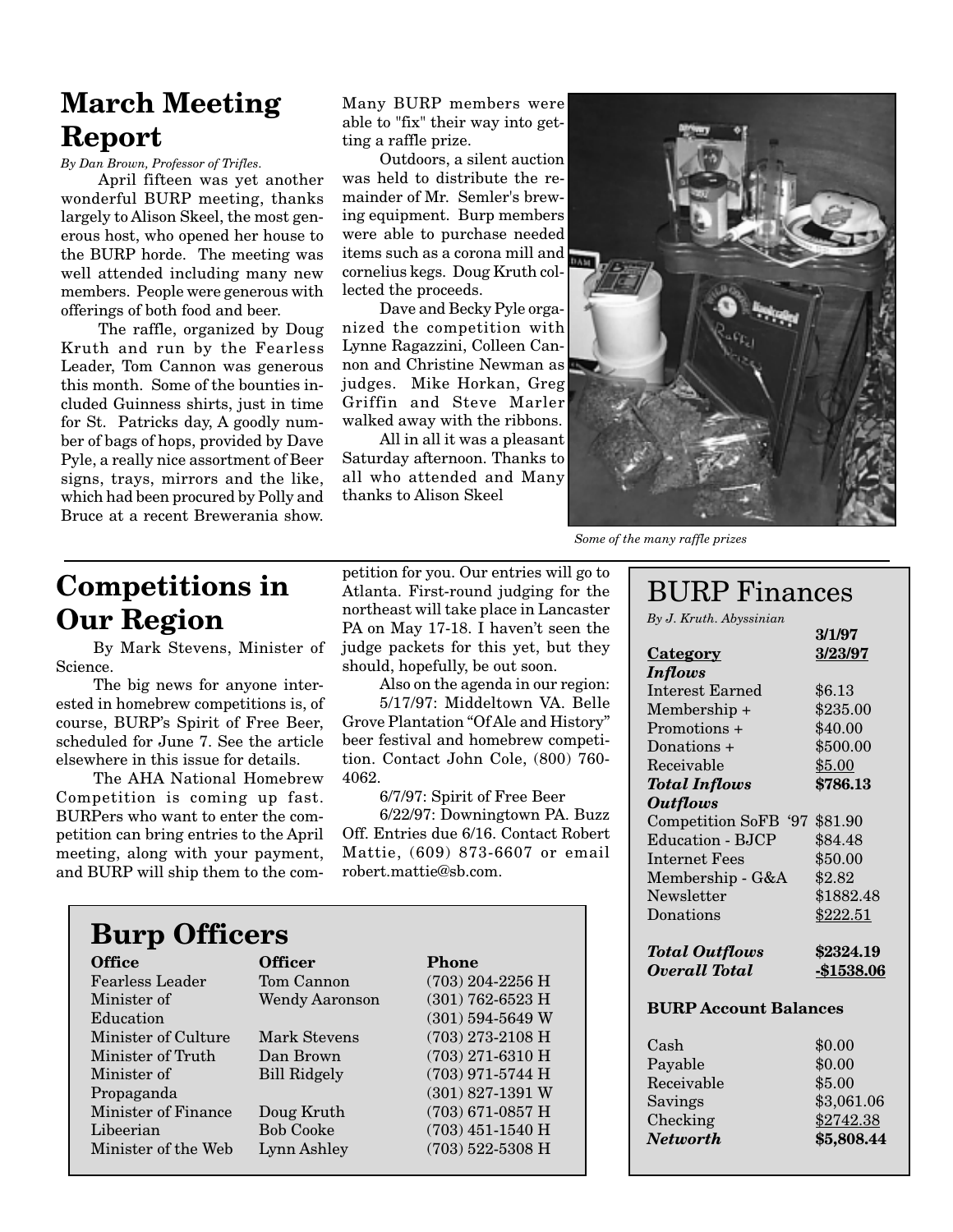## March Meeting Report

*By Dan Brown, Professor of Trifles.*

April fifteen was yet another wonderful BURP meeting, thanks largely to Alison Skeel, the most generous host, who opened her house to the BURP horde. The meeting was well attended including many new members. People were generous with offerings of both food and beer.

The raffle, organized by Doug Kruth and run by the Fearless Leader, Tom Cannon was generous this month. Some of the bounties included Guinness shirts, just in time for St. Patricks day, A goodly number of bags of hops, provided by Dave Pyle, a really nice assortment of Beer signs, trays, mirrors and the like, which had been procured by Polly and Bruce at a recent Brewerania show. Many BURP members were able to "fix" their way into getting a raffle prize.

Outdoors, a silent auction was held to distribute the remainder of Mr. Semler's brewing equipment. Burp members were able to purchase needed items such as a corona mill and cornelius kegs. Doug Kruth collected the proceeds.

Dave and Becky Pyle organized the competition with Lynne Ragazzini, Colleen Cannon and Christine Newman as judges. Mike Horkan, Greg Griffin and Steve Marler walked away with the ribbons.

All in all it was a pleasant Saturday afternoon. Thanks to all who attended and Many thanks to Alison Skeel

*Some of the many raffle prizes*

## Competitions in Our Region

By Mark Stevens, Minister of Science.

The big news for anyone interested in homebrew competitions is, of course, BURP's Spirit of Free Beer, scheduled for June 7. See the article elsewhere in this issue for details.

The AHA National Homebrew Competition is coming up fast. BURPers who want to enter the competition can bring entries to the April meeting, along with your payment, and BURP will ship them to the competition for you. Our entries will go to Atlanta. First-round judging for the northeast will take place in Lancaster PA on May 17-18. I haven't seen the judge packets for this yet, but they should, hopefully, be out soon.

Also on the agenda in our region:

5/17/97: Middeltown VA. Belle Grove Plantation "Of Ale and History" beer festival and homebrew competition. Contact John Cole, (800) 760-4062.

6/7/97: Spirit of Free Beer

6/22/97: Downingtown PA. Buzz Off. Entries due 6/16. Contact Robert Mattie, (609) 873-6607 or email robert.mattie@sb.com.

## Burp Officers

| Office | Officer | Phone |
|---|---|---|
| Fearless Leader | Tom Cannon | (703) 204-2256 H |
| Minister of Education | Wendy Aaronson | (301) 762-6523 H<br>(301) 594-5649 W |
| Minister of Culture | Mark Stevens | (703) 273-2108 H |
| Minister of Truth | Dan Brown | (703) 271-6310 H |
| Minister of Propaganda | Bill Ridgely | (703) 971-5744 H<br>(301) 827-1391 W |
| Minister of Finance | Doug Kruth | (703) 671-0857 H |
| Libeerian | Bob Cooke | (703) 451-1540 H |
| Minister of the Web | Lynn Ashley | (703) 522-5308 H |

## BURP Finances

*By J. Kruth. Abyssinian*

| Category | 3/1/97 3/23/97 |
|---|---|
| ***Inflows*** | |
| Interest Earned | $6.13 |
| Membership + | $235.00 |
| Promotions + | $40.00 |
| Donations + | $500.00 |
| Receivable | $5.00 |
| ***Total Inflows*** | **$786.13** |
| ***Outflows*** | |
| Competition SoFB '97 | $81.90 |
| Education - BJCP | $84.48 |
| Internet Fees | $50.00 |
| Membership - G&A | $2.82 |
| Newsletter | $1882.48 |
| Donations | $222.51 |
| ***Total Outflows*** | **$2324.19** |
| ***Overall Total*** | **-$1538.06** |

**BURP Account Balances**

| | |
|---|---|
| Cash | $0.00 |
| Payable | $0.00 |
| Receivable | $5.00 |
| Savings | $3,061.06 |
| Checking | $2742.38 |
| ***Networth*** | **$5,808.44** |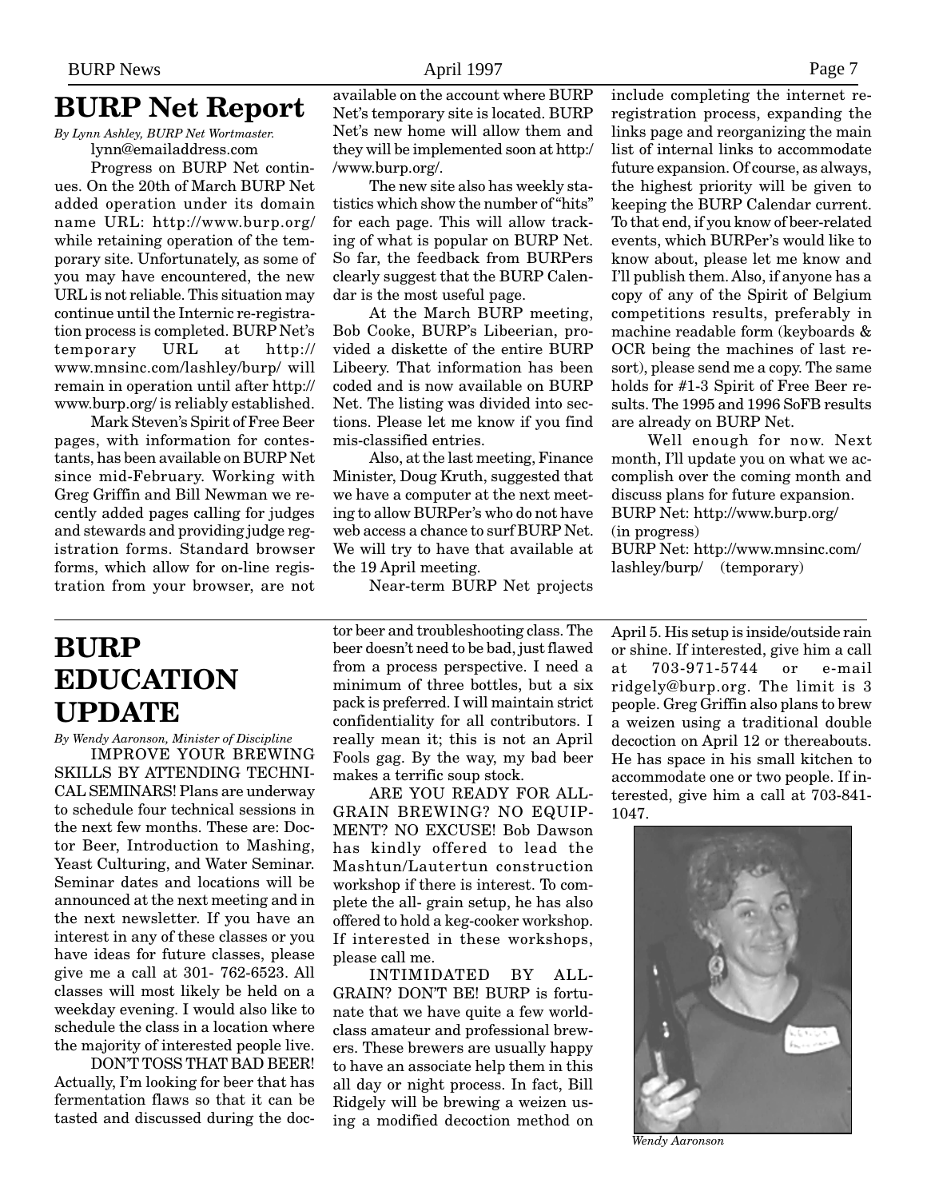## BURP Net Report

*By Lynn Ashley, BURP Net Wortmaster.*
lynn@emailaddress.com

Progress on BURP Net continues. On the 20th of March BURP Net added operation under its domain name URL: http://www.burp.org/ while retaining operation of the temporary site. Unfortunately, as some of you may have encountered, the new URL is not reliable. This situation may continue until the Internic re-registration process is completed. BURP Net's temporary URL at http://www.mnsinc.com/lashley/burp/ will remain in operation until after http://www.burp.org/ is reliably established.

Mark Steven's Spirit of Free Beer pages, with information for contestants, has been available on BURP Net since mid-February. Working with Greg Griffin and Bill Newman we recently added pages calling for judges and stewards and providing judge registration forms. Standard browser forms, which allow for on-line registration from your browser, are not available on the account where BURP Net's temporary site is located. BURP Net's new home will allow them and they will be implemented soon at http://www.burp.org/.

The new site also has weekly statistics which show the number of "hits" for each page. This will allow tracking of what is popular on BURP Net. So far, the feedback from BURPers clearly suggest that the BURP Calendar is the most useful page.

At the March BURP meeting, Bob Cooke, BURP's Libeerian, provided a diskette of the entire BURP Libeery. That information has been coded and is now available on BURP Net. The listing was divided into sections. Please let me know if you find mis-classified entries.

Also, at the last meeting, Finance Minister, Doug Kruth, suggested that we have a computer at the next meeting to allow BURPer's who do not have web access a chance to surf BURP Net. We will try to have that available at the 19 April meeting.

Near-term BURP Net projects include completing the internet re-registration process, expanding the links page and reorganizing the main list of internal links to accommodate future expansion. Of course, as always, the highest priority will be given to keeping the BURP Calendar current. To that end, if you know of beer-related events, which BURPer's would like to know about, please let me know and I'll publish them. Also, if anyone has a copy of any of the Spirit of Belgium competitions results, preferably in machine readable form (keyboards & OCR being the machines of last resort), please send me a copy. The same holds for #1-3 Spirit of Free Beer results. The 1995 and 1996 SoFB results are already on BURP Net.

Well enough for now. Next month, I'll update you on what we accomplish over the coming month and discuss plans for future expansion.

BURP Net: http://www.burp.org/ (in progress)
BURP Net: http://www.mnsinc.com/lashley/burp/ (temporary)

## BURP EDUCATION UPDATE

*By Wendy Aaronson, Minister of Discipline*

IMPROVE YOUR BREWING SKILLS BY ATTENDING TECHNICAL SEMINARS! Plans are underway to schedule four technical sessions in the next few months. These are: Doctor Beer, Introduction to Mashing, Yeast Culturing, and Water Seminar. Seminar dates and locations will be announced at the next meeting and in the next newsletter. If you have an interest in any of these classes or you have ideas for future classes, please give me a call at 301- 762-6523. All classes will most likely be held on a weekday evening. I would also like to schedule the class in a location where the majority of interested people live.

DON'T TOSS THAT BAD BEER! Actually, I'm looking for beer that has fermentation flaws so that it can be tasted and discussed during the doctor beer and troubleshooting class. The beer doesn't need to be bad, just flawed from a process perspective. I need a minimum of three bottles, but a six pack is preferred. I will maintain strict confidentiality for all contributors. I really mean it; this is not an April Fools gag. By the way, my bad beer makes a terrific soup stock.

ARE YOU READY FOR ALL-GRAIN BREWING? NO EQUIPMENT? NO EXCUSE! Bob Dawson has kindly offered to lead the Mashtun/Lautertun construction workshop if there is interest. To complete the all- grain setup, he has also offered to hold a keg-cooker workshop. If interested in these workshops, please call me.

INTIMIDATED BY ALL-GRAIN? DON'T BE! BURP is fortunate that we have quite a few world-class amateur and professional brewers. These brewers are usually happy to have an associate help them in this all day or night process. In fact, Bill Ridgely will be brewing a weizen using a modified decoction method on April 5. His setup is inside/outside rain or shine. If interested, give him a call at 703-971-5744 or e-mail ridgely@burp.org. The limit is 3 people. Greg Griffin also plans to brew a weizen using a traditional double decoction on April 12 or thereabouts. He has space in his small kitchen to accommodate one or two people. If interested, give him a call at 703-841-1047.

*Wendy Aaronson*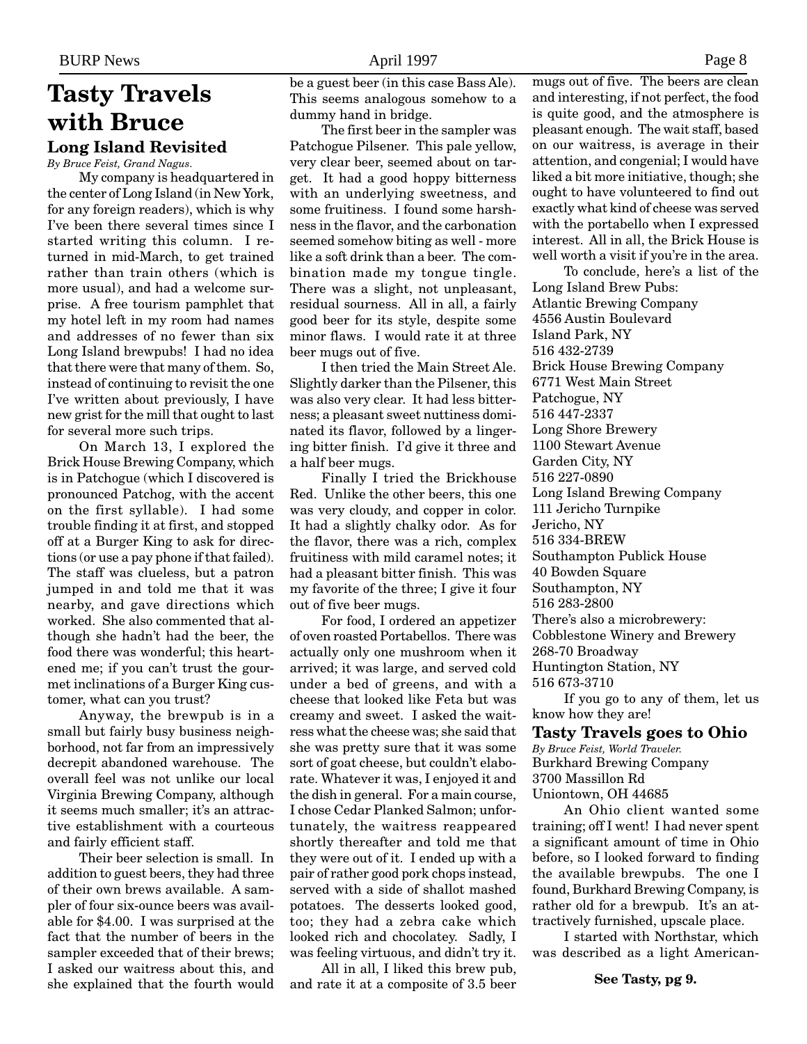# Tasty Travels with Bruce

## Long Island Revisited

*By Bruce Feist, Grand Nagus.*

My company is headquartered in the center of Long Island (in New York, for any foreign readers), which is why I've been there several times since I started writing this column. I returned in mid-March, to get trained rather than train others (which is more usual), and had a welcome surprise. A free tourism pamphlet that my hotel left in my room had names and addresses of no fewer than six Long Island brewpubs! I had no idea that there were that many of them. So, instead of continuing to revisit the one I've written about previously, I have new grist for the mill that ought to last for several more such trips.

On March 13, I explored the Brick House Brewing Company, which is in Patchogue (which I discovered is pronounced Patchog, with the accent on the first syllable). I had some trouble finding it at first, and stopped off at a Burger King to ask for directions (or use a pay phone if that failed). The staff was clueless, but a patron jumped in and told me that it was nearby, and gave directions which worked. She also commented that although she hadn't had the beer, the food there was wonderful; this heartened me; if you can't trust the gourmet inclinations of a Burger King customer, what can you trust?

Anyway, the brewpub is in a small but fairly busy business neighborhood, not far from an impressively decrepit abandoned warehouse. The overall feel was not unlike our local Virginia Brewing Company, although it seems much smaller; it's an attractive establishment with a courteous and fairly efficient staff.

Their beer selection is small. In addition to guest beers, they had three of their own brews available. A sampler of four six-ounce beers was available for $4.00. I was surprised at the fact that the number of beers in the sampler exceeded that of their brews; I asked our waitress about this, and she explained that the fourth would be a guest beer (in this case Bass Ale). This seems analogous somehow to a dummy hand in bridge.

The first beer in the sampler was Patchogue Pilsener. This pale yellow, very clear beer, seemed about on target. It had a good hoppy bitterness with an underlying sweetness, and some fruitiness. I found some harshness in the flavor, and the carbonation seemed somehow biting as well - more like a soft drink than a beer. The combination made my tongue tingle. There was a slight, not unpleasant, residual sourness. All in all, a fairly good beer for its style, despite some minor flaws. I would rate it at three beer mugs out of five.

I then tried the Main Street Ale. Slightly darker than the Pilsener, this was also very clear. It had less bitterness; a pleasant sweet nuttiness dominated its flavor, followed by a lingering bitter finish. I'd give it three and a half beer mugs.

Finally I tried the Brickhouse Red. Unlike the other beers, this one was very cloudy, and copper in color. It had a slightly chalky odor. As for the flavor, there was a rich, complex fruitiness with mild caramel notes; it had a pleasant bitter finish. This was my favorite of the three; I give it four out of five beer mugs.

For food, I ordered an appetizer of oven roasted Portabellos. There was actually only one mushroom when it arrived; it was large, and served cold under a bed of greens, and with a cheese that looked like Feta but was creamy and sweet. I asked the waitress what the cheese was; she said that she was pretty sure that it was some sort of goat cheese, but couldn't elaborate. Whatever it was, I enjoyed it and the dish in general. For a main course, I chose Cedar Planked Salmon; unfortunately, the waitress reappeared shortly thereafter and told me that they were out of it. I ended up with a pair of rather good pork chops instead, served with a side of shallot mashed potatoes. The desserts looked good, too; they had a zebra cake which looked rich and chocolatey. Sadly, I was feeling virtuous, and didn't try it.

All in all, I liked this brew pub, and rate it at a composite of 3.5 beer mugs out of five. The beers are clean and interesting, if not perfect, the food is quite good, and the atmosphere is pleasant enough. The wait staff, based on our waitress, is average in their attention, and congenial; I would have liked a bit more initiative, though; she ought to have volunteered to find out exactly what kind of cheese was served with the portabello when I expressed interest. All in all, the Brick House is well worth a visit if you're in the area.

To conclude, here's a list of the Long Island Brew Pubs:

Atlantic Brewing Company
4556 Austin Boulevard
Island Park, NY
516 432-2739

Brick House Brewing Company
6771 West Main Street
Patchogue, NY
516 447-2337

Long Shore Brewery
1100 Stewart Avenue
Garden City, NY
516 227-0890

Long Island Brewing Company
111 Jericho Turnpike
Jericho, NY
516 334-BREW

Southampton Publick House
40 Bowden Square
Southampton, NY
516 283-2800

There's also a microbrewery:

Cobblestone Winery and Brewery
268-70 Broadway
Huntington Station, NY
516 673-3710

If you go to any of them, let us know how they are!

## Tasty Travels goes to Ohio

*By Bruce Feist, World Traveler.*

Burkhard Brewing Company
3700 Massillon Rd
Uniontown, OH 44685

An Ohio client wanted some training; off I went! I had never spent a significant amount of time in Ohio before, so I looked forward to finding the available brewpubs. The one I found, Burkhard Brewing Company, is rather old for a brewpub. It's an attractively furnished, upscale place.

I started with Northstar, which was described as a light American-

**See Tasty, pg 9.**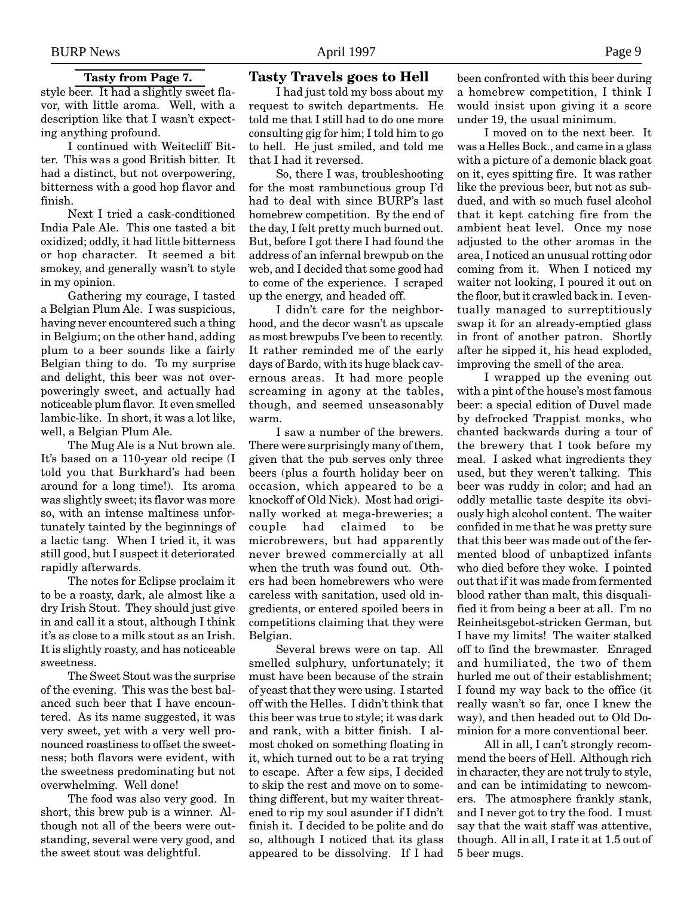**Tasty from Page 7.**

style beer. It had a slightly sweet flavor, with little aroma. Well, with a description like that I wasn't expecting anything profound.

I continued with Weitecliff Bitter. This was a good British bitter. It had a distinct, but not overpowering, bitterness with a good hop flavor and finish.

Next I tried a cask-conditioned India Pale Ale. This one tasted a bit oxidized; oddly, it had little bitterness or hop character. It seemed a bit smokey, and generally wasn't to style in my opinion.

Gathering my courage, I tasted a Belgian Plum Ale. I was suspicious, having never encountered such a thing in Belgium; on the other hand, adding plum to a beer sounds like a fairly Belgian thing to do. To my surprise and delight, this beer was not overpoweringly sweet, and actually had noticeable plum flavor. It even smelled lambic-like. In short, it was a lot like, well, a Belgian Plum Ale.

The Mug Ale is a Nut brown ale. It's based on a 110-year old recipe (I told you that Burkhard's had been around for a long time!). Its aroma was slightly sweet; its flavor was more so, with an intense maltiness unfortunately tainted by the beginnings of a lactic tang. When I tried it, it was still good, but I suspect it deteriorated rapidly afterwards.

The notes for Eclipse proclaim it to be a roasty, dark, ale almost like a dry Irish Stout. They should just give in and call it a stout, although I think it's as close to a milk stout as an Irish. It is slightly roasty, and has noticeable sweetness.

The Sweet Stout was the surprise of the evening. This was the best balanced such beer that I have encountered. As its name suggested, it was very sweet, yet with a very well pronounced roastiness to offset the sweetness; both flavors were evident, with the sweetness predominating but not overwhelming. Well done!

The food was also very good. In short, this brew pub is a winner. Although not all of the beers were outstanding, several were very good, and the sweet stout was delightful.

## Tasty Travels goes to Hell

I had just told my boss about my request to switch departments. He told me that I still had to do one more consulting gig for him; I told him to go to hell. He just smiled, and told me that I had it reversed.

So, there I was, troubleshooting for the most rambunctious group I'd had to deal with since BURP's last homebrew competition. By the end of the day, I felt pretty much burned out. But, before I got there I had found the address of an infernal brewpub on the web, and I decided that some good had to come of the experience. I scraped up the energy, and headed off.

I didn't care for the neighborhood, and the decor wasn't as upscale as most brewpubs I've been to recently. It rather reminded me of the early days of Bardo, with its huge black cavernous areas. It had more people screaming in agony at the tables, though, and seemed unseasonably warm.

I saw a number of the brewers. There were surprisingly many of them, given that the pub serves only three beers (plus a fourth holiday beer on occasion, which appeared to be a knockoff of Old Nick). Most had originally worked at mega-breweries; a couple had claimed to be microbrewers, but had apparently never brewed commercially at all when the truth was found out. Others had been homebrewers who were careless with sanitation, used old ingredients, or entered spoiled beers in competitions claiming that they were Belgian.

Several brews were on tap. All smelled sulphury, unfortunately; it must have been because of the strain of yeast that they were using. I started off with the Helles. I didn't think that this beer was true to style; it was dark and rank, with a bitter finish. I almost choked on something floating in it, which turned out to be a rat trying to escape. After a few sips, I decided to skip the rest and move on to something different, but my waiter threatened to rip my soul asunder if I didn't finish it. I decided to be polite and do so, although I noticed that its glass appeared to be dissolving. If I had been confronted with this beer during a homebrew competition, I think I would insist upon giving it a score under 19, the usual minimum.

I moved on to the next beer. It was a Helles Bock., and came in a glass with a picture of a demonic black goat on it, eyes spitting fire. It was rather like the previous beer, but not as subdued, and with so much fusel alcohol that it kept catching fire from the ambient heat level. Once my nose adjusted to the other aromas in the area, I noticed an unusual rotting odor coming from it. When I noticed my waiter not looking, I poured it out on the floor, but it crawled back in. I eventually managed to surreptitiously swap it for an already-emptied glass in front of another patron. Shortly after he sipped it, his head exploded, improving the smell of the area.

I wrapped up the evening out with a pint of the house's most famous beer: a special edition of Duvel made by defrocked Trappist monks, who chanted backwards during a tour of the brewery that I took before my meal. I asked what ingredients they used, but they weren't talking. This beer was ruddy in color; and had an oddly metallic taste despite its obviously high alcohol content. The waiter confided in me that he was pretty sure that this beer was made out of the fermented blood of unbaptized infants who died before they woke. I pointed out that if it was made from fermented blood rather than malt, this disqualified it from being a beer at all. I'm no Reinheitsgebot-stricken German, but I have my limits! The waiter stalked off to find the brewmaster. Enraged and humiliated, the two of them hurled me out of their establishment; I found my way back to the office (it really wasn't so far, once I knew the way), and then headed out to Old Dominion for a more conventional beer.

All in all, I can't strongly recommend the beers of Hell. Although rich in character, they are not truly to style, and can be intimidating to newcomers. The atmosphere frankly stank, and I never got to try the food. I must say that the wait staff was attentive, though. All in all, I rate it at 1.5 out of 5 beer mugs.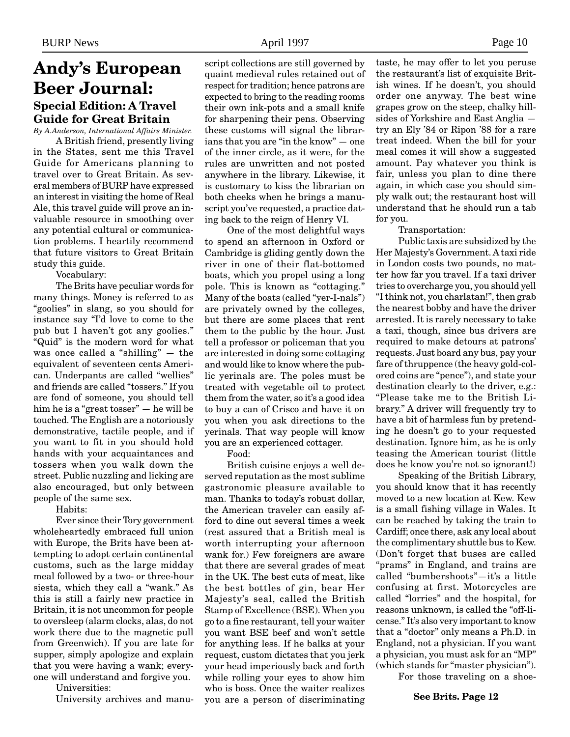# Andy's European Beer Journal:

## Special Edition: A Travel Guide for Great Britain

*By A.Anderson, International Affairs Minister.*

A British friend, presently living in the States, sent me this Travel Guide for Americans planning to travel over to Great Britain. As several members of BURP have expressed an interest in visiting the home of Real Ale, this travel guide will prove an invaluable resource in smoothing over any potential cultural or communication problems. I heartily recommend that future visitors to Great Britain study this guide.

Vocabulary:

The Brits have peculiar words for many things. Money is referred to as "goolies" in slang, so you should for instance say "I'd love to come to the pub but I haven't got any goolies." "Quid" is the modern word for what was once called a "shilling" — the equivalent of seventeen cents American. Underpants are called "wellies" and friends are called "tossers." If you are fond of someone, you should tell him he is a "great tosser" — he will be touched. The English are a notoriously demonstrative, tactile people, and if you want to fit in you should hold hands with your acquaintances and tossers when you walk down the street. Public nuzzling and licking are also encouraged, but only between people of the same sex.

Habits:

Ever since their Tory government wholeheartedly embraced full union with Europe, the Brits have been attempting to adopt certain continental customs, such as the large midday meal followed by a two- or three-hour siesta, which they call a "wank." As this is still a fairly new practice in Britain, it is not uncommon for people to oversleep (alarm clocks, alas, do not work there due to the magnetic pull from Greenwich). If you are late for supper, simply apologize and explain that you were having a wank; everyone will understand and forgive you.

Universities:

University archives and manuscript collections are still governed by quaint medieval rules retained out of respect for tradition; hence patrons are expected to bring to the reading rooms their own ink-pots and a small knife for sharpening their pens. Observing these customs will signal the librarians that you are "in the know" — one of the inner circle, as it were, for the rules are unwritten and not posted anywhere in the library. Likewise, it is customary to kiss the librarian on both cheeks when he brings a manuscript you've requested, a practice dating back to the reign of Henry VI.

One of the most delightful ways to spend an afternoon in Oxford or Cambridge is gliding gently down the river in one of their flat-bottomed boats, which you propel using a long pole. This is known as "cottaging." Many of the boats (called "yer-I-nals") are privately owned by the colleges, but there are some places that rent them to the public by the hour. Just tell a professor or policeman that you are interested in doing some cottaging and would like to know where the public yerinals are. The poles must be treated with vegetable oil to protect them from the water, so it's a good idea to buy a can of Crisco and have it on you when you ask directions to the yerinals. That way people will know you are an experienced cottager.

Food:

British cuisine enjoys a well deserved reputation as the most sublime gastronomic pleasure available to man. Thanks to today's robust dollar, the American traveler can easily afford to dine out several times a week (rest assured that a British meal is worth interrupting your afternoon wank for.) Few foreigners are aware that there are several grades of meat in the UK. The best cuts of meat, like the best bottles of gin, bear Her Majesty's seal, called the British Stamp of Excellence (BSE). When you go to a fine restaurant, tell your waiter you want BSE beef and won't settle for anything less. If he balks at your request, custom dictates that you jerk your head imperiously back and forth while rolling your eyes to show him who is boss. Once the waiter realizes you are a person of discriminating taste, he may offer to let you peruse the restaurant's list of exquisite British wines. If he doesn't, you should order one anyway. The best wine grapes grow on the steep, chalky hillsides of Yorkshire and East Anglia — try an Ely '84 or Ripon '88 for a rare treat indeed. When the bill for your meal comes it will show a suggested amount. Pay whatever you think is fair, unless you plan to dine there again, in which case you should simply walk out; the restaurant host will understand that he should run a tab for you.

Transportation:

Public taxis are subsidized by the Her Majesty's Government. A taxi ride in London costs two pounds, no matter how far you travel. If a taxi driver tries to overcharge you, you should yell "I think not, you charlatan!", then grab the nearest bobby and have the driver arrested. It is rarely necessary to take a taxi, though, since bus drivers are required to make detours at patrons' requests. Just board any bus, pay your fare of thruppence (the heavy gold-colored coins are "pence"), and state your destination clearly to the driver, e.g.: "Please take me to the British Library." A driver will frequently try to have a bit of harmless fun by pretending he doesn't go to your requested destination. Ignore him, as he is only teasing the American tourist (little does he know you're not so ignorant!)

Speaking of the British Library, you should know that it has recently moved to a new location at Kew. Kew is a small fishing village in Wales. It can be reached by taking the train to Cardiff; once there, ask any local about the complimentary shuttle bus to Kew. (Don't forget that buses are called "prams" in England, and trains are called "bumbershoots"—it's a little confusing at first. Motorcycles are called "lorries" and the hospital, for reasons unknown, is called the "off-license." It's also very important to know that a "doctor" only means a Ph.D. in England, not a physician. If you want a physician, you must ask for an "MP" (which stands for "master physician").

For those traveling on a shoe-

**See Brits. Page 12**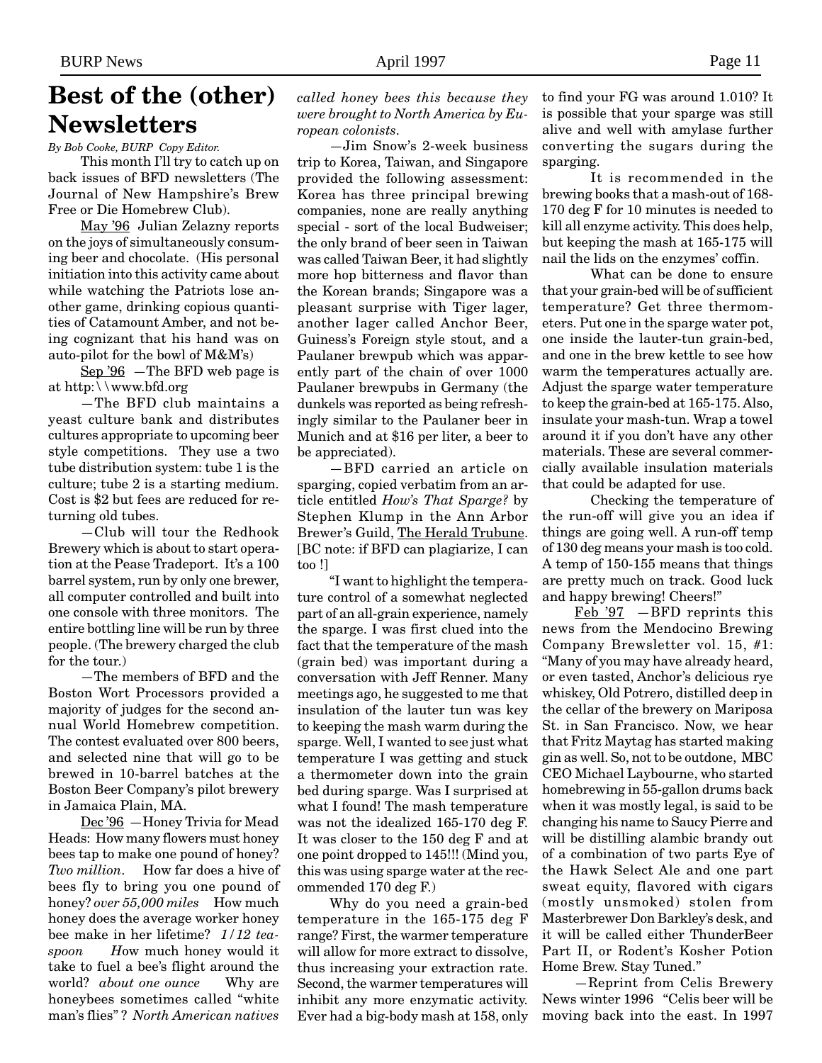# Best of the (other) Newsletters

*By Bob Cooke, BURP Copy Editor.*

This month I'll try to catch up on back issues of BFD newsletters (The Journal of New Hampshire's Brew Free or Die Homebrew Club).

May '96 Julian Zelazny reports on the joys of simultaneously consuming beer and chocolate. (His personal initiation into this activity came about while watching the Patriots lose another game, drinking copious quantities of Catamount Amber, and not being cognizant that his hand was on auto-pilot for the bowl of M&M's)

Sep '96 —The BFD web page is at http:\\www.bfd.org

—The BFD club maintains a yeast culture bank and distributes cultures appropriate to upcoming beer style competitions. They use a two tube distribution system: tube 1 is the culture; tube 2 is a starting medium. Cost is $2 but fees are reduced for returning old tubes.

—Club will tour the Redhook Brewery which is about to start operation at the Pease Tradeport. It's a 100 barrel system, run by only one brewer, all computer controlled and built into one console with three monitors. The entire bottling line will be run by three people. (The brewery charged the club for the tour.)

—The members of BFD and the Boston Wort Processors provided a majority of judges for the second annual World Homebrew competition. The contest evaluated over 800 beers, and selected nine that will go to be brewed in 10-barrel batches at the Boston Beer Company's pilot brewery in Jamaica Plain, MA.

Dec '96 —Honey Trivia for Mead Heads: How many flowers must honey bees tap to make one pound of honey? *Two million*. How far does a hive of bees fly to bring you one pound of honey? *over 55,000 miles* How much honey does the average worker honey bee make in her lifetime? *1/12 teaspoon* How much honey would it take to fuel a bee's flight around the world? *about one ounce* Why are honeybees sometimes called "white man's flies"? *North American natives called honey bees this because they were brought to North America by European colonists.*

—Jim Snow's 2-week business trip to Korea, Taiwan, and Singapore provided the following assessment: Korea has three principal brewing companies, none are really anything special - sort of the local Budweiser; the only brand of beer seen in Taiwan was called Taiwan Beer, it had slightly more hop bitterness and flavor than the Korean brands; Singapore was a pleasant surprise with Tiger lager, another lager called Anchor Beer, Guiness's Foreign style stout, and a Paulaner brewpub which was apparently part of the chain of over 1000 Paulaner brewpubs in Germany (the dunkels was reported as being refreshingly similar to the Paulaner beer in Munich and at $16 per liter, a beer to be appreciated).

—BFD carried an article on sparging, copied verbatim from an article entitled *How's That Sparge?* by Stephen Klump in the Ann Arbor Brewer's Guild, The Herald Trubune. [BC note: if BFD can plagiarize, I can too !]

"I want to highlight the temperature control of a somewhat neglected part of an all-grain experience, namely the sparge. I was first clued into the fact that the temperature of the mash (grain bed) was important during a conversation with Jeff Renner. Many meetings ago, he suggested to me that insulation of the lauter tun was key to keeping the mash warm during the sparge. Well, I wanted to see just what temperature I was getting and stuck a thermometer down into the grain bed during sparge. Was I surprised at what I found! The mash temperature was not the idealized 165-170 deg F. It was closer to the 150 deg F and at one point dropped to 145!!! (Mind you, this was using sparge water at the recommended 170 deg F.)

Why do you need a grain-bed temperature in the 165-175 deg F range? First, the warmer temperature will allow for more extract to dissolve, thus increasing your extraction rate. Second, the warmer temperatures will inhibit any more enzymatic activity. Ever had a big-body mash at 158, only to find your FG was around 1.010? It is possible that your sparge was still alive and well with amylase further converting the sugars during the sparging.

It is recommended in the brewing books that a mash-out of 168-170 deg F for 10 minutes is needed to kill all enzyme activity. This does help, but keeping the mash at 165-175 will nail the lids on the enzymes' coffin.

What can be done to ensure that your grain-bed will be of sufficient temperature? Get three thermometers. Put one in the sparge water pot, one inside the lauter-tun grain-bed, and one in the brew kettle to see how warm the temperatures actually are. Adjust the sparge water temperature to keep the grain-bed at 165-175. Also, insulate your mash-tun. Wrap a towel around it if you don't have any other materials. These are several commercially available insulation materials that could be adapted for use.

Checking the temperature of the run-off will give you an idea if things are going well. A run-off temp of 130 deg means your mash is too cold. A temp of 150-155 means that things are pretty much on track. Good luck and happy brewing! Cheers!"

Feb '97 —BFD reprints this news from the Mendocino Brewing Company Brewsletter vol. 15, #1: "Many of you may have already heard, or even tasted, Anchor's delicious rye whiskey, Old Potrero, distilled deep in the cellar of the brewery on Mariposa St. in San Francisco. Now, we hear that Fritz Maytag has started making gin as well. So, not to be outdone, MBC CEO Michael Laybourne, who started homebrewing in 55-gallon drums back when it was mostly legal, is said to be changing his name to Saucy Pierre and will be distilling alambic brandy out of a combination of two parts Eye of the Hawk Select Ale and one part sweat equity, flavored with cigars (mostly unsmoked) stolen from Masterbrewer Don Barkley's desk, and it will be called either ThunderBeer Part II, or Rodent's Kosher Potion Home Brew. Stay Tuned."

—Reprint from Celis Brewery News winter 1996 "Celis beer will be moving back into the east. In 1997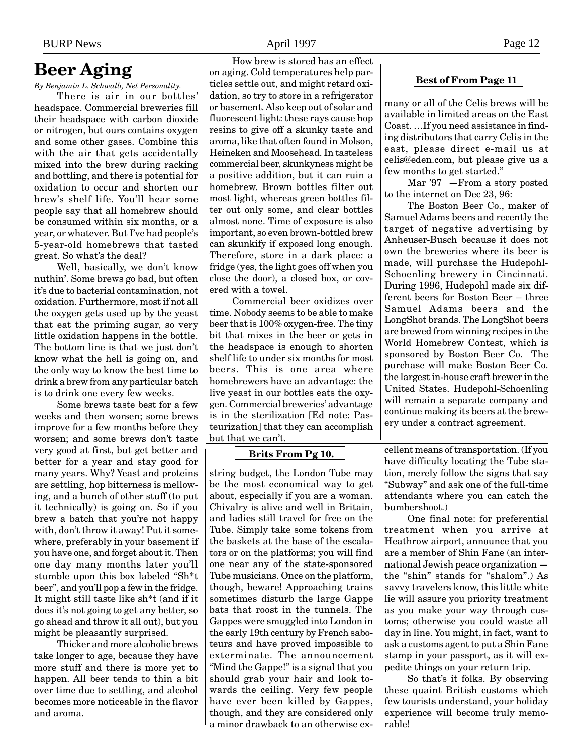# Beer Aging

*By Benjamin L. Schwalb, Net Personality.*

There is air in our bottles' headspace. Commercial breweries fill their headspace with carbon dioxide or nitrogen, but ours contains oxygen and some other gases. Combine this with the air that gets accidentally mixed into the brew during racking and bottling, and there is potential for oxidation to occur and shorten our brew's shelf life. You'll hear some people say that all homebrew should be consumed within six months, or a year, or whatever. But I've had people's 5-year-old homebrews that tasted great. So what's the deal?

Well, basically, we don't know nuthin'. Some brews go bad, but often it's due to bacterial contamination, not oxidation. Furthermore, most if not all the oxygen gets used up by the yeast that eat the priming sugar, so very little oxidation happens in the bottle. The bottom line is that we just don't know what the hell is going on, and the only way to know the best time to drink a brew from any particular batch is to drink one every few weeks.

Some brews taste best for a few weeks and then worsen; some brews improve for a few months before they worsen; and some brews don't taste very good at first, but get better and better for a year and stay good for many years. Why? Yeast and proteins are settling, hop bitterness is mellowing, and a bunch of other stuff (to put it technically) is going on. So if you brew a batch that you're not happy with, don't throw it away! Put it somewhere, preferably in your basement if you have one, and forget about it. Then one day many months later you'll stumble upon this box labeled "Sh*t beer", and you'll pop a few in the fridge. It might still taste like sh*t (and if it does it's not going to get any better, so go ahead and throw it all out), but you might be pleasantly surprised.

Thicker and more alcoholic brews take longer to age, because they have more stuff and there is more yet to happen. All beer tends to thin a bit over time due to settling, and alcohol becomes more noticeable in the flavor and aroma.

How brew is stored has an effect on aging. Cold temperatures help particles settle out, and might retard oxidation, so try to store in a refrigerator or basement. Also keep out of solar and fluorescent light: these rays cause hop resins to give off a skunky taste and aroma, like that often found in Molson, Heineken and Moosehead. In tasteless commercial beer, skunkyness might be a positive addition, but it can ruin a homebrew. Brown bottles filter out most light, whereas green bottles filter out only some, and clear bottles almost none. Time of exposure is also important, so even brown-bottled brew can skunkify if exposed long enough. Therefore, store in a dark place: a fridge (yes, the light goes off when you close the door), a closed box, or covered with a towel.

Commercial beer oxidizes over time. Nobody seems to be able to make beer that is 100% oxygen-free. The tiny bit that mixes in the beer or gets in the headspace is enough to shorten shelf life to under six months for most beers. This is one area where homebrewers have an advantage: the live yeast in our bottles eats the oxygen. Commercial breweries' advantage is in the sterilization [Ed note: Pasteurization] that they can accomplish but that we can't.

**Best of From Page 11**

many or all of the Celis brews will be available in limited areas on the East Coast. …If you need assistance in finding distributors that carry Celis in the east, please direct e-mail us at celis@eden.com, but please give us a few months to get started."

Mar '97 —From a story posted to the internet on Dec 23, 96:

The Boston Beer Co., maker of Samuel Adams beers and recently the target of negative advertising by Anheuser-Busch because it does not own the breweries where its beer is made, will purchase the Hudepohl-Schoenling brewery in Cincinnati. During 1996, Hudepohl made six different beers for Boston Beer – three Samuel Adams beers and the LongShot brands. The LongShot beers are brewed from winning recipes in the World Homebrew Contest, which is sponsored by Boston Beer Co. The purchase will make Boston Beer Co. the largest in-house craft brewer in the United States. Hudepohl-Schoenling will remain a separate company and continue making its beers at the brewery under a contract agreement.

**Brits From Pg 10.**

string budget, the London Tube may be the most economical way to get about, especially if you are a woman. Chivalry is alive and well in Britain, and ladies still travel for free on the Tube. Simply take some tokens from the baskets at the base of the escalators or on the platforms; you will find one near any of the state-sponsored Tube musicians. Once on the platform, though, beware! Approaching trains sometimes disturb the large Gappe bats that roost in the tunnels. The Gappes were smuggled into London in the early 19th century by French saboteurs and have proved impossible to exterminate. The announcement "Mind the Gappe!" is a signal that you should grab your hair and look towards the ceiling. Very few people have ever been killed by Gappes, though, and they are considered only a minor drawback to an otherwise excellent means of transportation. (If you have difficulty locating the Tube station, merely follow the signs that say "Subway" and ask one of the full-time attendants where you can catch the bumbershoot.)

One final note: for preferential treatment when you arrive at Heathrow airport, announce that you are a member of Shin Fane (an international Jewish peace organization — the "shin" stands for "shalom".) As savvy travelers know, this little white lie will assure you priority treatment as you make your way through customs; otherwise you could waste all day in line. You might, in fact, want to ask a customs agent to put a Shin Fane stamp in your passport, as it will expedite things on your return trip.

So that's it folks. By observing these quaint British customs which few tourists understand, your holiday experience will become truly memorable!